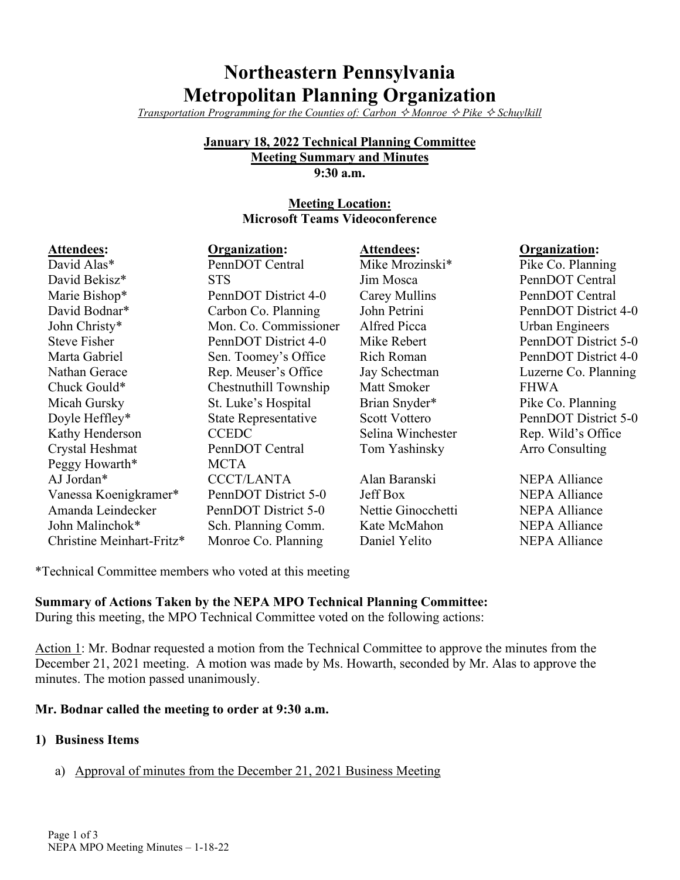# Northeastern Pennsylvania Metropolitan Planning Organization

*Transportation Programming for the Counties of: Carbon ✧ Monroe ✧ Pike ✧ Schuylkill*

**January 18, 2022 Technical Planning Committee**
**Meeting Summary and Minutes**
**9:30 a.m.**

**Meeting Location:**
**Microsoft Teams Videoconference**

| Attendees: | Organization: | Attendees: | Organization: |
|---|---|---|---|
| David Alas* | PennDOT Central | Mike Mrozinski* | Pike Co. Planning |
| David Bekisz* | STS | Jim Mosca | PennDOT Central |
| Marie Bishop* | PennDOT District 4-0 | Carey Mullins | PennDOT Central |
| David Bodnar* | Carbon Co. Planning | John Petrini | PennDOT District 4-0 |
| John Christy* | Mon. Co. Commissioner | Alfred Picca | Urban Engineers |
| Steve Fisher | PennDOT District 4-0 | Mike Rebert | PennDOT District 5-0 |
| Marta Gabriel | Sen. Toomey's Office | Rich Roman | PennDOT District 4-0 |
| Nathan Gerace | Rep. Meuser's Office | Jay Schectman | Luzerne Co. Planning |
| Chuck Gould* | Chestnuthill Township | Matt Smoker | FHWA |
| Micah Gursky | St. Luke's Hospital | Brian Snyder* | Pike Co. Planning |
| Doyle Heffley* | State Representative | Scott Vottero | PennDOT District 5-0 |
| Kathy Henderson | CCEDC | Selina Winchester | Rep. Wild's Office |
| Crystal Heshmat | PennDOT Central | Tom Yashinsky | Arro Consulting |
| Peggy Howarth* | MCTA | | |
| AJ Jordan* | CCCT/LANTA | Alan Baranski | NEPA Alliance |
| Vanessa Koenigkramer* | PennDOT District 5-0 | Jeff Box | NEPA Alliance |
| Amanda Leindecker | PennDOT District 5-0 | Nettie Ginocchetti | NEPA Alliance |
| John Malinchok* | Sch. Planning Comm. | Kate McMahon | NEPA Alliance |
| Christine Meinhart-Fritz* | Monroe Co. Planning | Daniel Yelito | NEPA Alliance |

*Technical Committee members who voted at this meeting

**Summary of Actions Taken by the NEPA MPO Technical Planning Committee:**
During this meeting, the MPO Technical Committee voted on the following actions:

Action 1: Mr. Bodnar requested a motion from the Technical Committee to approve the minutes from the December 21, 2021 meeting. A motion was made by Ms. Howarth, seconded by Mr. Alas to approve the minutes. The motion passed unanimously.

**Mr. Bodnar called the meeting to order at 9:30 a.m.**

**1) Business Items**

a) Approval of minutes from the December 21, 2021 Business Meeting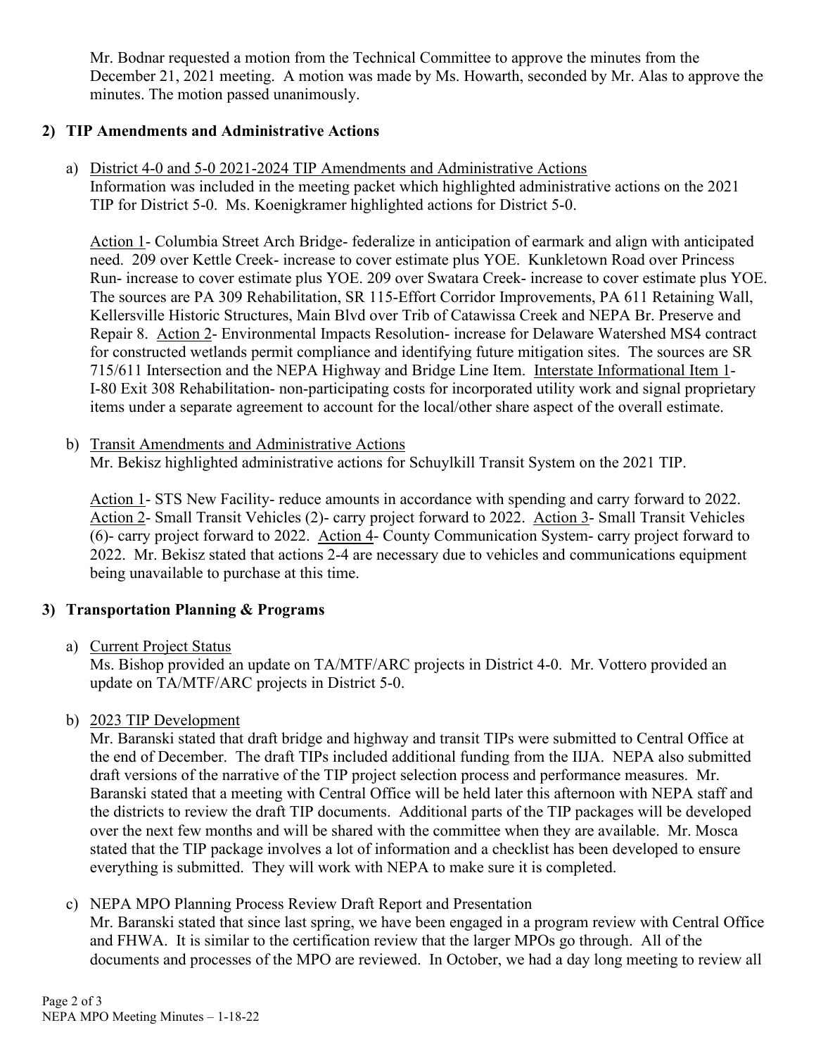Mr. Bodnar requested a motion from the Technical Committee to approve the minutes from the December 21, 2021 meeting. A motion was made by Ms. Howarth, seconded by Mr. Alas to approve the minutes. The motion passed unanimously.

**2) TIP Amendments and Administrative Actions**

a) District 4-0 and 5-0 2021-2024 TIP Amendments and Administrative Actions
Information was included in the meeting packet which highlighted administrative actions on the 2021 TIP for District 5-0. Ms. Koenigkramer highlighted actions for District 5-0.

Action 1- Columbia Street Arch Bridge- federalize in anticipation of earmark and align with anticipated need. 209 over Kettle Creek- increase to cover estimate plus YOE. Kunkletown Road over Princess Run- increase to cover estimate plus YOE. 209 over Swatara Creek- increase to cover estimate plus YOE. The sources are PA 309 Rehabilitation, SR 115-Effort Corridor Improvements, PA 611 Retaining Wall, Kellersville Historic Structures, Main Blvd over Trib of Catawissa Creek and NEPA Br. Preserve and Repair 8. Action 2- Environmental Impacts Resolution- increase for Delaware Watershed MS4 contract for constructed wetlands permit compliance and identifying future mitigation sites. The sources are SR 715/611 Intersection and the NEPA Highway and Bridge Line Item. Interstate Informational Item 1- I-80 Exit 308 Rehabilitation- non-participating costs for incorporated utility work and signal proprietary items under a separate agreement to account for the local/other share aspect of the overall estimate.

b) Transit Amendments and Administrative Actions
Mr. Bekisz highlighted administrative actions for Schuylkill Transit System on the 2021 TIP.

Action 1- STS New Facility- reduce amounts in accordance with spending and carry forward to 2022. Action 2- Small Transit Vehicles (2)- carry project forward to 2022. Action 3- Small Transit Vehicles (6)- carry project forward to 2022. Action 4- County Communication System- carry project forward to 2022. Mr. Bekisz stated that actions 2-4 are necessary due to vehicles and communications equipment being unavailable to purchase at this time.

**3) Transportation Planning & Programs**

a) Current Project Status
Ms. Bishop provided an update on TA/MTF/ARC projects in District 4-0. Mr. Vottero provided an update on TA/MTF/ARC projects in District 5-0.

b) 2023 TIP Development
Mr. Baranski stated that draft bridge and highway and transit TIPs were submitted to Central Office at the end of December. The draft TIPs included additional funding from the IIJA. NEPA also submitted draft versions of the narrative of the TIP project selection process and performance measures. Mr. Baranski stated that a meeting with Central Office will be held later this afternoon with NEPA staff and the districts to review the draft TIP documents. Additional parts of the TIP packages will be developed over the next few months and will be shared with the committee when they are available. Mr. Mosca stated that the TIP package involves a lot of information and a checklist has been developed to ensure everything is submitted. They will work with NEPA to make sure it is completed.

c) NEPA MPO Planning Process Review Draft Report and Presentation
Mr. Baranski stated that since last spring, we have been engaged in a program review with Central Office and FHWA. It is similar to the certification review that the larger MPOs go through. All of the documents and processes of the MPO are reviewed. In October, we had a day long meeting to review all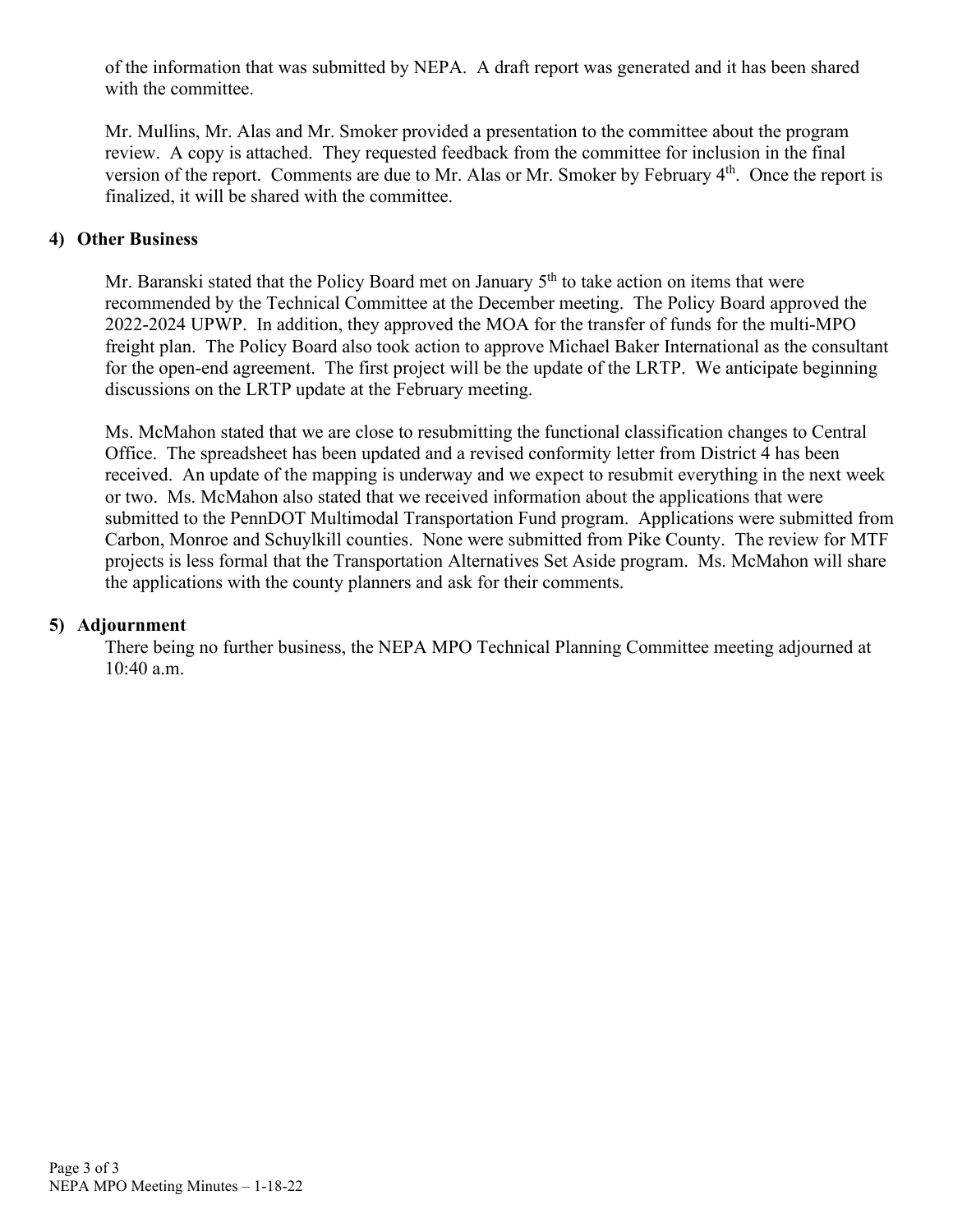of the information that was submitted by NEPA. A draft report was generated and it has been shared with the committee.

Mr. Mullins, Mr. Alas and Mr. Smoker provided a presentation to the committee about the program review. A copy is attached. They requested feedback from the committee for inclusion in the final version of the report. Comments are due to Mr. Alas or Mr. Smoker by February 4th. Once the report is finalized, it will be shared with the committee.

**4) Other Business**

Mr. Baranski stated that the Policy Board met on January 5th to take action on items that were recommended by the Technical Committee at the December meeting. The Policy Board approved the 2022-2024 UPWP. In addition, they approved the MOA for the transfer of funds for the multi-MPO freight plan. The Policy Board also took action to approve Michael Baker International as the consultant for the open-end agreement. The first project will be the update of the LRTP. We anticipate beginning discussions on the LRTP update at the February meeting.

Ms. McMahon stated that we are close to resubmitting the functional classification changes to Central Office. The spreadsheet has been updated and a revised conformity letter from District 4 has been received. An update of the mapping is underway and we expect to resubmit everything in the next week or two. Ms. McMahon also stated that we received information about the applications that were submitted to the PennDOT Multimodal Transportation Fund program. Applications were submitted from Carbon, Monroe and Schuylkill counties. None were submitted from Pike County. The review for MTF projects is less formal that the Transportation Alternatives Set Aside program. Ms. McMahon will share the applications with the county planners and ask for their comments.

**5) Adjournment**

There being no further business, the NEPA MPO Technical Planning Committee meeting adjourned at 10:40 a.m.